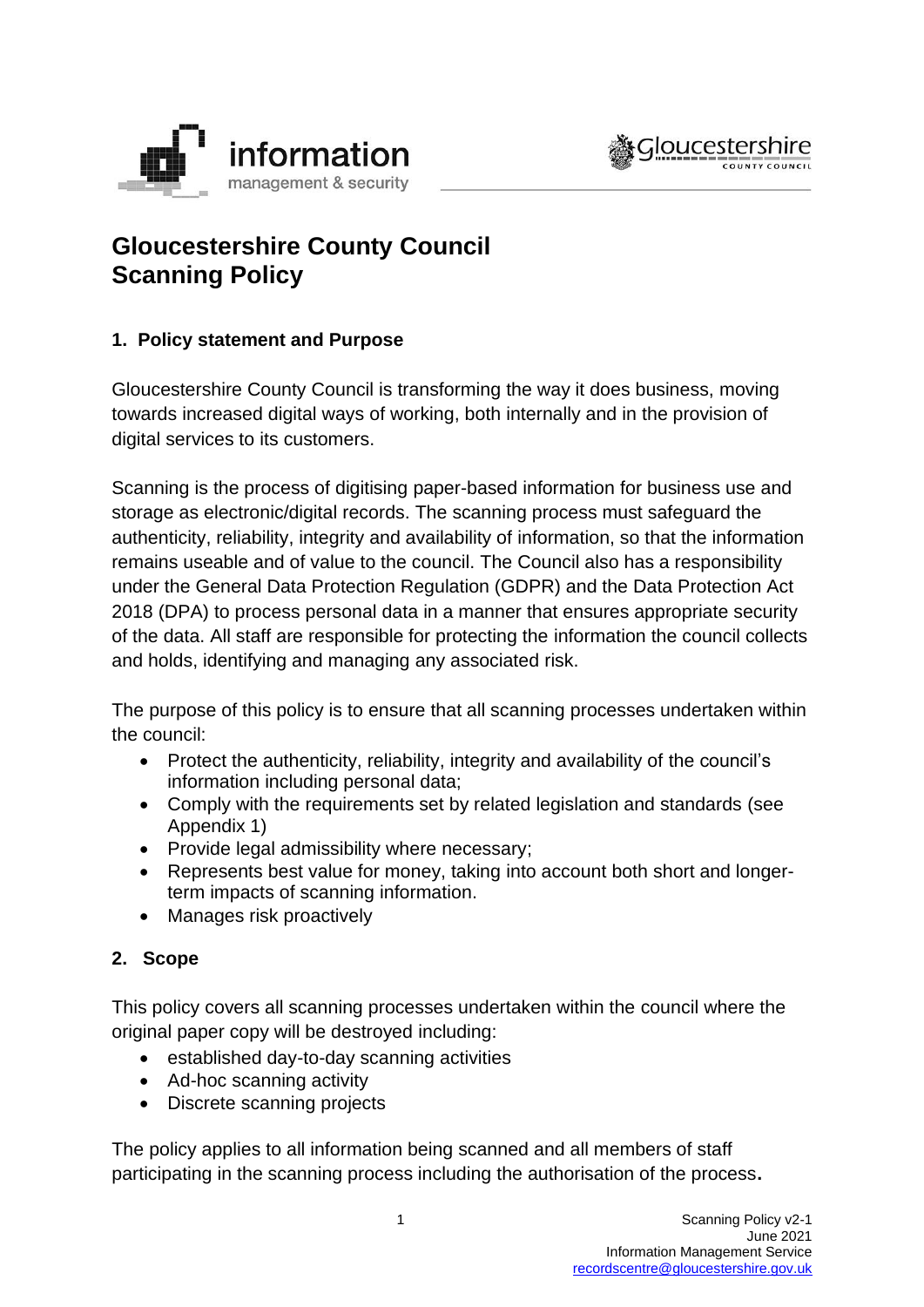# Gloucestershire County Council Scanning Policy

## 1. Policy statement and Purpose

Gloucestershire County Council is transforming the way it does business, moving towards increased digital ways of working, both internally and in the provision of digital services to its customers.

Scanning is the process of digitising paper-based information for business use and storage as electronic/digital records. The scanning process must safeguard the authenticity, reliability, integrity and availability of information, so that the information remains useable and of value to the council. The Council also has a responsibility under the General Data Protection Regulation (GDPR) and the Data Protection Act 2018 (DPA) to process personal data in a manner that ensures appropriate security of the data. All staff are responsible for protecting the information the council collects and holds, identifying and managing any associated risk.

The purpose of this policy is to ensure that all scanning processes undertaken within the council:

- Protect the authenticity, reliability, integrity and availability of the council's information including personal data;
- Comply with the requirements set by related legislation and standards (see Appendix 1)
- Provide legal admissibility where necessary;
- Represents best value for money, taking into account both short and longer-term impacts of scanning information.
- Manages risk proactively

## 2. Scope

This policy covers all scanning processes undertaken within the council where the original paper copy will be destroyed including:

- established day-to-day scanning activities
- Ad-hoc scanning activity
- Discrete scanning projects

The policy applies to all information being scanned and all members of staff participating in the scanning process including the authorisation of the process.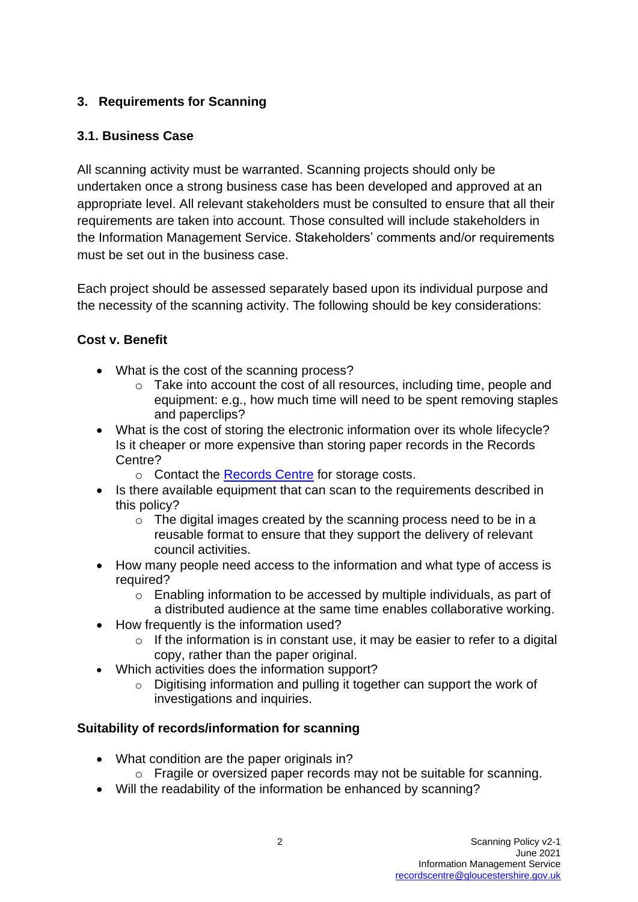## 3. Requirements for Scanning

### 3.1. Business Case

All scanning activity must be warranted. Scanning projects should only be undertaken once a strong business case has been developed and approved at an appropriate level. All relevant stakeholders must be consulted to ensure that all their requirements are taken into account. Those consulted will include stakeholders in the Information Management Service. Stakeholders' comments and/or requirements must be set out in the business case.

Each project should be assessed separately based upon its individual purpose and the necessity of the scanning activity. The following should be key considerations:

**Cost v. Benefit**

- What is the cost of the scanning process?
  - Take into account the cost of all resources, including time, people and equipment: e.g., how much time will need to be spent removing staples and paperclips?
- What is the cost of storing the electronic information over its whole lifecycle? Is it cheaper or more expensive than storing paper records in the Records Centre?
  - Contact the Records Centre for storage costs.
- Is there available equipment that can scan to the requirements described in this policy?
  - The digital images created by the scanning process need to be in a reusable format to ensure that they support the delivery of relevant council activities.
- How many people need access to the information and what type of access is required?
  - Enabling information to be accessed by multiple individuals, as part of a distributed audience at the same time enables collaborative working.
- How frequently is the information used?
  - If the information is in constant use, it may be easier to refer to a digital copy, rather than the paper original.
- Which activities does the information support?
  - Digitising information and pulling it together can support the work of investigations and inquiries.

**Suitability of records/information for scanning**

- What condition are the paper originals in?
  - Fragile or oversized paper records may not be suitable for scanning.
- Will the readability of the information be enhanced by scanning?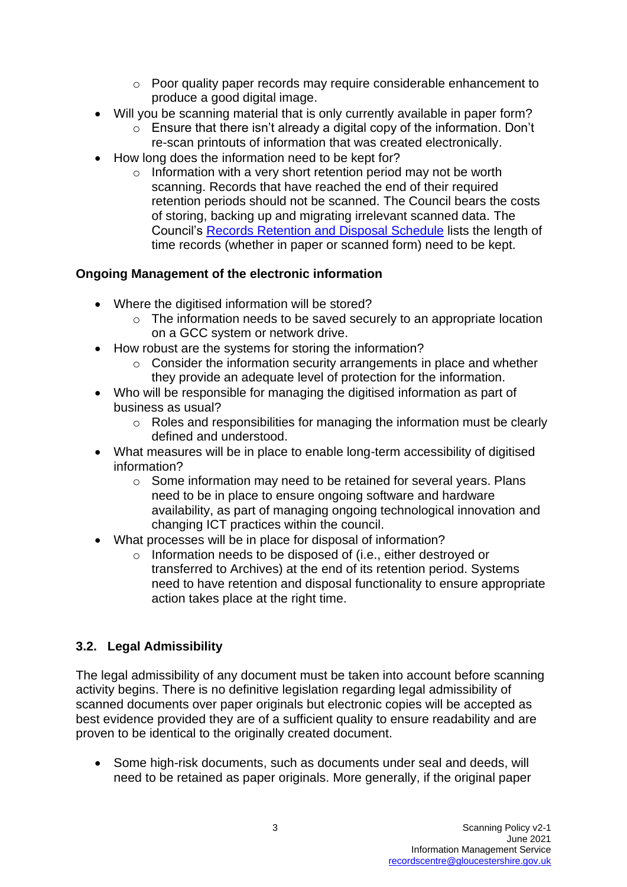- Poor quality paper records may require considerable enhancement to produce a good digital image.
- Will you be scanning material that is only currently available in paper form?
    - Ensure that there isn't already a digital copy of the information. Don't re-scan printouts of information that was created electronically.
- How long does the information need to be kept for?
    - Information with a very short retention period may not be worth scanning. Records that have reached the end of their required retention periods should not be scanned. The Council bears the costs of storing, backing up and migrating irrelevant scanned data. The Council's [Records Retention and Disposal Schedule]() lists the length of time records (whether in paper or scanned form) need to be kept.

**Ongoing Management of the electronic information**

- Where the digitised information will be stored?
    - The information needs to be saved securely to an appropriate location on a GCC system or network drive.
- How robust are the systems for storing the information?
    - Consider the information security arrangements in place and whether they provide an adequate level of protection for the information.
- Who will be responsible for managing the digitised information as part of business as usual?
    - Roles and responsibilities for managing the information must be clearly defined and understood.
- What measures will be in place to enable long-term accessibility of digitised information?
    - Some information may need to be retained for several years. Plans need to be in place to ensure ongoing software and hardware availability, as part of managing ongoing technological innovation and changing ICT practices within the council.
- What processes will be in place for disposal of information?
    - Information needs to be disposed of (i.e., either destroyed or transferred to Archives) at the end of its retention period. Systems need to have retention and disposal functionality to ensure appropriate action takes place at the right time.

### 3.2. Legal Admissibility

The legal admissibility of any document must be taken into account before scanning activity begins. There is no definitive legislation regarding legal admissibility of scanned documents over paper originals but electronic copies will be accepted as best evidence provided they are of a sufficient quality to ensure readability and are proven to be identical to the originally created document.

- Some high-risk documents, such as documents under seal and deeds, will need to be retained as paper originals. More generally, if the original paper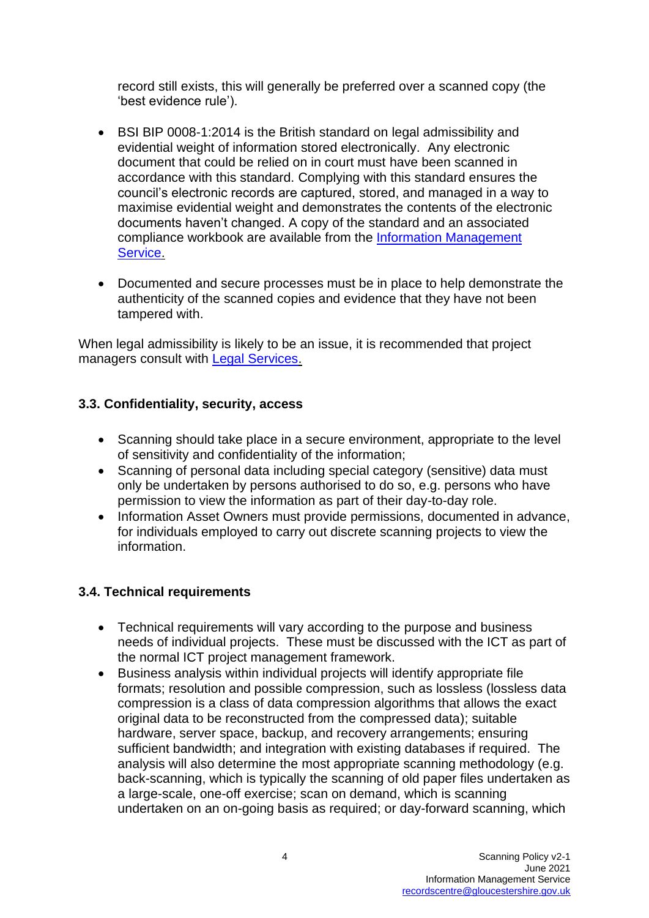record still exists, this will generally be preferred over a scanned copy (the 'best evidence rule').

- BSI BIP 0008-1:2014 is the British standard on legal admissibility and evidential weight of information stored electronically. Any electronic document that could be relied on in court must have been scanned in accordance with this standard. Complying with this standard ensures the council's electronic records are captured, stored, and managed in a way to maximise evidential weight and demonstrates the contents of the electronic documents haven't changed. A copy of the standard and an associated compliance workbook are available from the [Information Management Service.]

- Documented and secure processes must be in place to help demonstrate the authenticity of the scanned copies and evidence that they have not been tampered with.

When legal admissibility is likely to be an issue, it is recommended that project managers consult with [Legal Services.]

### 3.3. Confidentiality, security, access

- Scanning should take place in a secure environment, appropriate to the level of sensitivity and confidentiality of the information;
- Scanning of personal data including special category (sensitive) data must only be undertaken by persons authorised to do so, e.g. persons who have permission to view the information as part of their day-to-day role.
- Information Asset Owners must provide permissions, documented in advance, for individuals employed to carry out discrete scanning projects to view the information.

### 3.4. Technical requirements

- Technical requirements will vary according to the purpose and business needs of individual projects. These must be discussed with the ICT as part of the normal ICT project management framework.
- Business analysis within individual projects will identify appropriate file formats; resolution and possible compression, such as lossless (lossless data compression is a class of data compression algorithms that allows the exact original data to be reconstructed from the compressed data); suitable hardware, server space, backup, and recovery arrangements; ensuring sufficient bandwidth; and integration with existing databases if required. The analysis will also determine the most appropriate scanning methodology (e.g. back-scanning, which is typically the scanning of old paper files undertaken as a large-scale, one-off exercise; scan on demand, which is scanning undertaken on an on-going basis as required; or day-forward scanning, which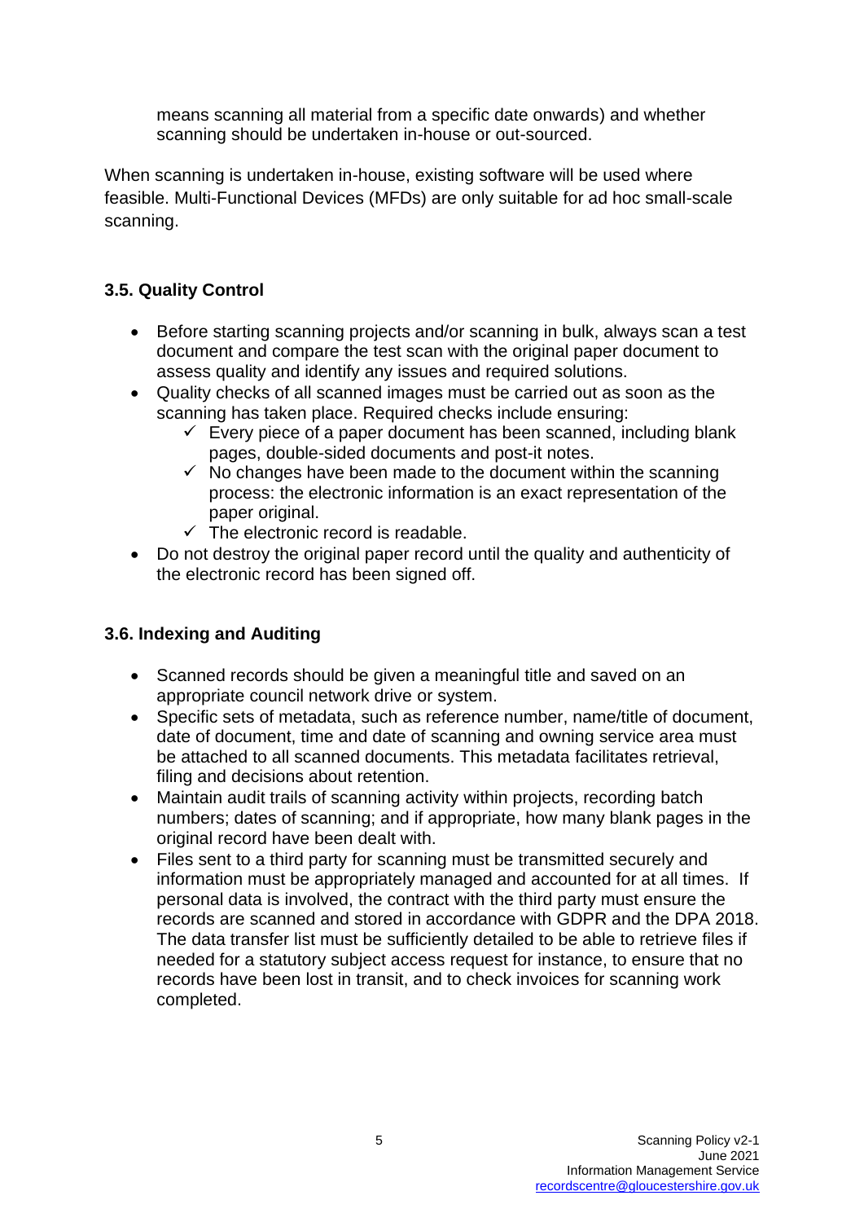means scanning all material from a specific date onwards) and whether scanning should be undertaken in-house or out-sourced.

When scanning is undertaken in-house, existing software will be used where feasible. Multi-Functional Devices (MFDs) are only suitable for ad hoc small-scale scanning.

### 3.5. Quality Control

- Before starting scanning projects and/or scanning in bulk, always scan a test document and compare the test scan with the original paper document to assess quality and identify any issues and required solutions.
- Quality checks of all scanned images must be carried out as soon as the scanning has taken place. Required checks include ensuring:
  - ✓ Every piece of a paper document has been scanned, including blank pages, double-sided documents and post-it notes.
  - ✓ No changes have been made to the document within the scanning process: the electronic information is an exact representation of the paper original.
  - ✓ The electronic record is readable.
- Do not destroy the original paper record until the quality and authenticity of the electronic record has been signed off.

### 3.6. Indexing and Auditing

- Scanned records should be given a meaningful title and saved on an appropriate council network drive or system.
- Specific sets of metadata, such as reference number, name/title of document, date of document, time and date of scanning and owning service area must be attached to all scanned documents. This metadata facilitates retrieval, filing and decisions about retention.
- Maintain audit trails of scanning activity within projects, recording batch numbers; dates of scanning; and if appropriate, how many blank pages in the original record have been dealt with.
- Files sent to a third party for scanning must be transmitted securely and information must be appropriately managed and accounted for at all times. If personal data is involved, the contract with the third party must ensure the records are scanned and stored in accordance with GDPR and the DPA 2018. The data transfer list must be sufficiently detailed to be able to retrieve files if needed for a statutory subject access request for instance, to ensure that no records have been lost in transit, and to check invoices for scanning work completed.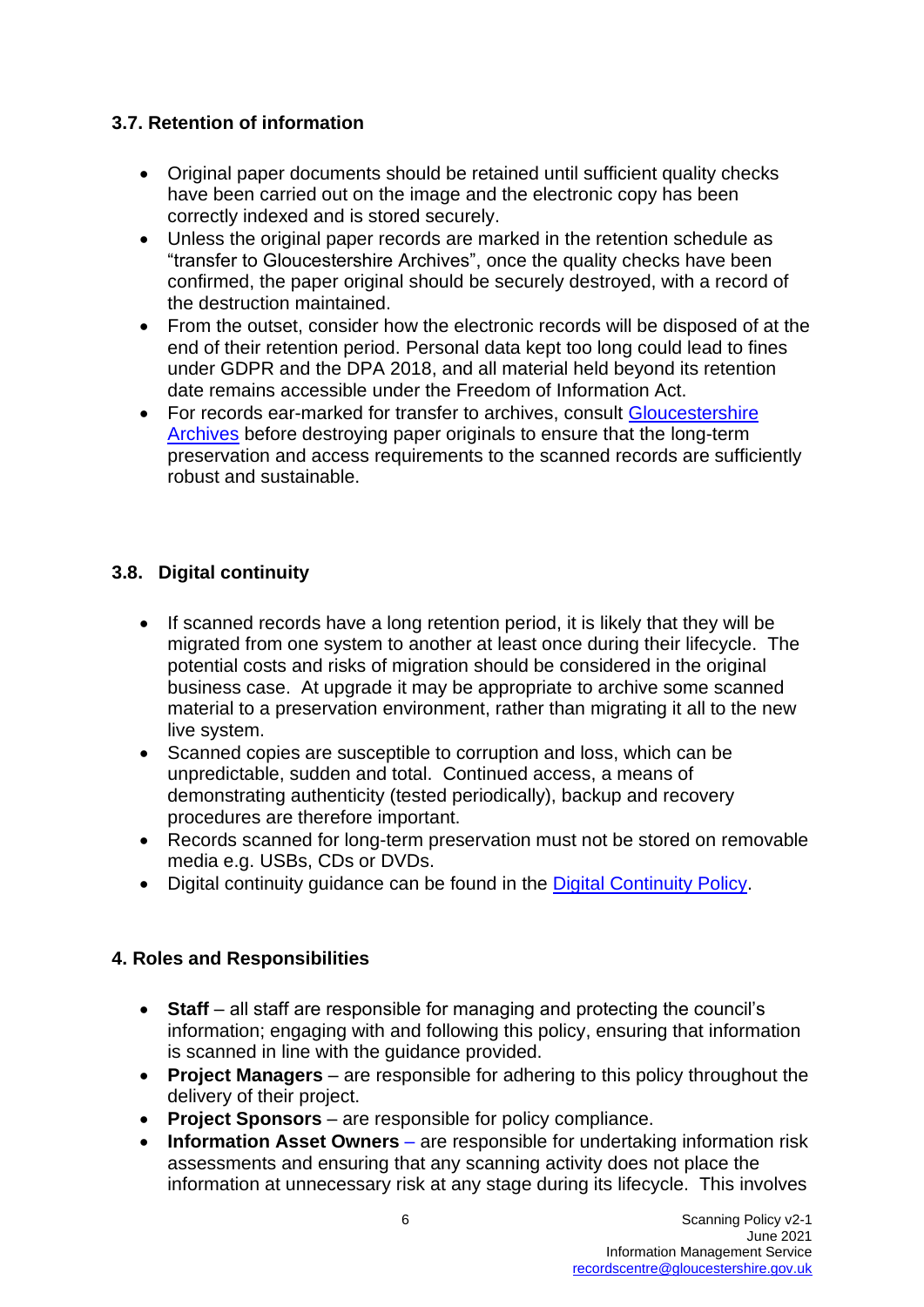### 3.7. Retention of information

- Original paper documents should be retained until sufficient quality checks have been carried out on the image and the electronic copy has been correctly indexed and is stored securely.
- Unless the original paper records are marked in the retention schedule as "transfer to Gloucestershire Archives", once the quality checks have been confirmed, the paper original should be securely destroyed, with a record of the destruction maintained.
- From the outset, consider how the electronic records will be disposed of at the end of their retention period. Personal data kept too long could lead to fines under GDPR and the DPA 2018, and all material held beyond its retention date remains accessible under the Freedom of Information Act.
- For records ear-marked for transfer to archives, consult [Gloucestershire Archives]() before destroying paper originals to ensure that the long-term preservation and access requirements to the scanned records are sufficiently robust and sustainable.

### 3.8. Digital continuity

- If scanned records have a long retention period, it is likely that they will be migrated from one system to another at least once during their lifecycle. The potential costs and risks of migration should be considered in the original business case. At upgrade it may be appropriate to archive some scanned material to a preservation environment, rather than migrating it all to the new live system.
- Scanned copies are susceptible to corruption and loss, which can be unpredictable, sudden and total. Continued access, a means of demonstrating authenticity (tested periodically), backup and recovery procedures are therefore important.
- Records scanned for long-term preservation must not be stored on removable media e.g. USBs, CDs or DVDs.
- Digital continuity guidance can be found in the [Digital Continuity Policy]().

### 4. Roles and Responsibilities

- **Staff** – all staff are responsible for managing and protecting the council's information; engaging with and following this policy, ensuring that information is scanned in line with the guidance provided.
- **Project Managers** – are responsible for adhering to this policy throughout the delivery of their project.
- **Project Sponsors** – are responsible for policy compliance.
- **Information Asset Owners** – are responsible for undertaking information risk assessments and ensuring that any scanning activity does not place the information at unnecessary risk at any stage during its lifecycle. This involves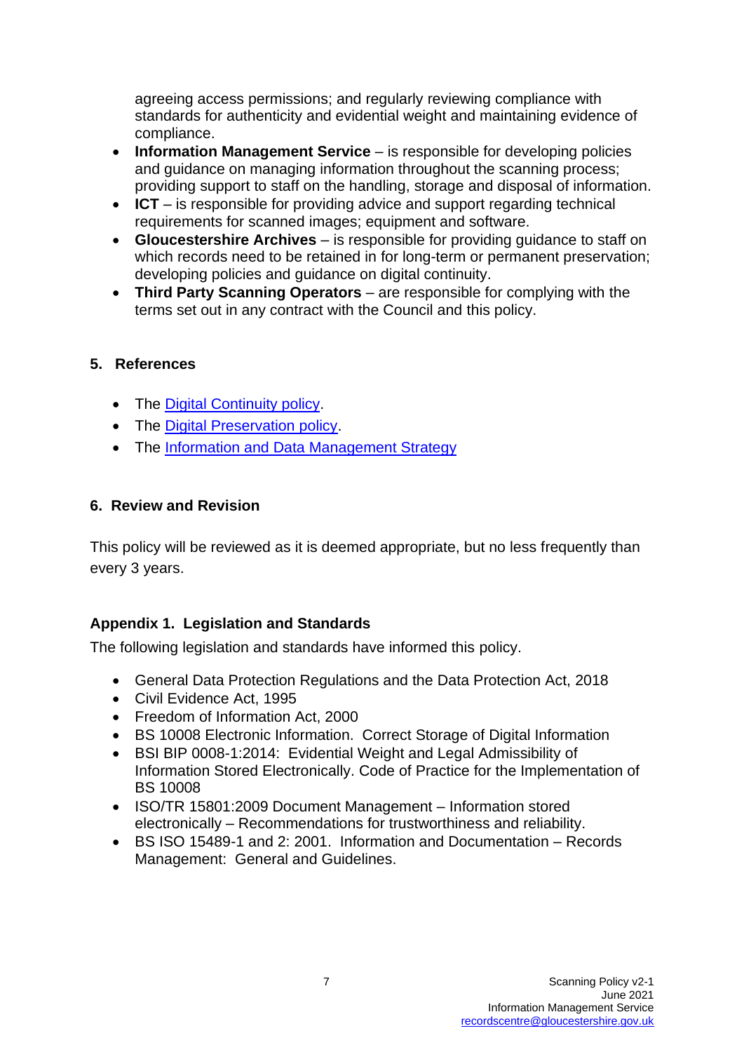agreeing access permissions; and regularly reviewing compliance with standards for authenticity and evidential weight and maintaining evidence of compliance.

- **Information Management Service** – is responsible for developing policies and guidance on managing information throughout the scanning process; providing support to staff on the handling, storage and disposal of information.
- **ICT** – is responsible for providing advice and support regarding technical requirements for scanned images; equipment and software.
- **Gloucestershire Archives** – is responsible for providing guidance to staff on which records need to be retained in for long-term or permanent preservation; developing policies and guidance on digital continuity.
- **Third Party Scanning Operators** – are responsible for complying with the terms set out in any contract with the Council and this policy.

## 5. References

- The Digital Continuity policy.
- The Digital Preservation policy.
- The Information and Data Management Strategy

## 6. Review and Revision

This policy will be reviewed as it is deemed appropriate, but no less frequently than every 3 years.

## Appendix 1. Legislation and Standards

The following legislation and standards have informed this policy.

- General Data Protection Regulations and the Data Protection Act, 2018
- Civil Evidence Act, 1995
- Freedom of Information Act, 2000
- BS 10008 Electronic Information. Correct Storage of Digital Information
- BSI BIP 0008-1:2014: Evidential Weight and Legal Admissibility of Information Stored Electronically. Code of Practice for the Implementation of BS 10008
- ISO/TR 15801:2009 Document Management – Information stored electronically – Recommendations for trustworthiness and reliability.
- BS ISO 15489-1 and 2: 2001. Information and Documentation – Records Management: General and Guidelines.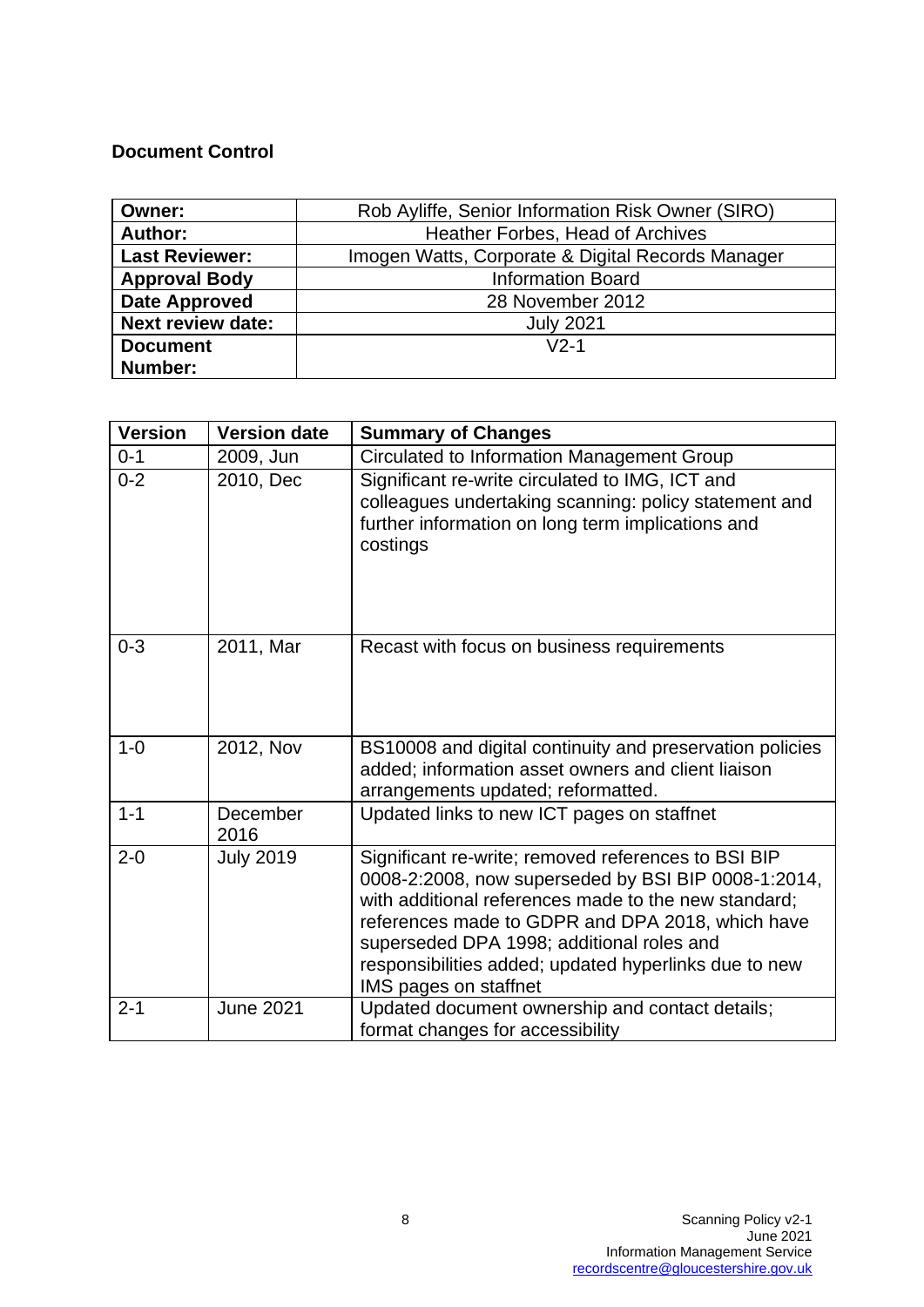**Document Control**

| | |
|---|---|
| **Owner:** | Rob Ayliffe, Senior Information Risk Owner (SIRO) |
| **Author:** | Heather Forbes, Head of Archives |
| **Last Reviewer:** | Imogen Watts, Corporate & Digital Records Manager |
| **Approval Body** | Information Board |
| **Date Approved** | 28 November 2012 |
| **Next review date:** | July 2021 |
| **Document Number:** | V2-1 |

| **Version** | **Version date** | **Summary of Changes** |
|---|---|---|
| 0-1 | 2009, Jun | Circulated to Information Management Group |
| 0-2 | 2010, Dec | Significant re-write circulated to IMG, ICT and colleagues undertaking scanning: policy statement and further information on long term implications and costings |
| 0-3 | 2011, Mar | Recast with focus on business requirements |
| 1-0 | 2012, Nov | BS10008 and digital continuity and preservation policies added; information asset owners and client liaison arrangements updated; reformatted. |
| 1-1 | December 2016 | Updated links to new ICT pages on staffnet |
| 2-0 | July 2019 | Significant re-write; removed references to BSI BIP 0008-2:2008, now superseded by BSI BIP 0008-1:2014, with additional references made to the new standard; references made to GDPR and DPA 2018, which have superseded DPA 1998; additional roles and responsibilities added; updated hyperlinks due to new IMS pages on staffnet |
| 2-1 | June 2021 | Updated document ownership and contact details; format changes for accessibility |